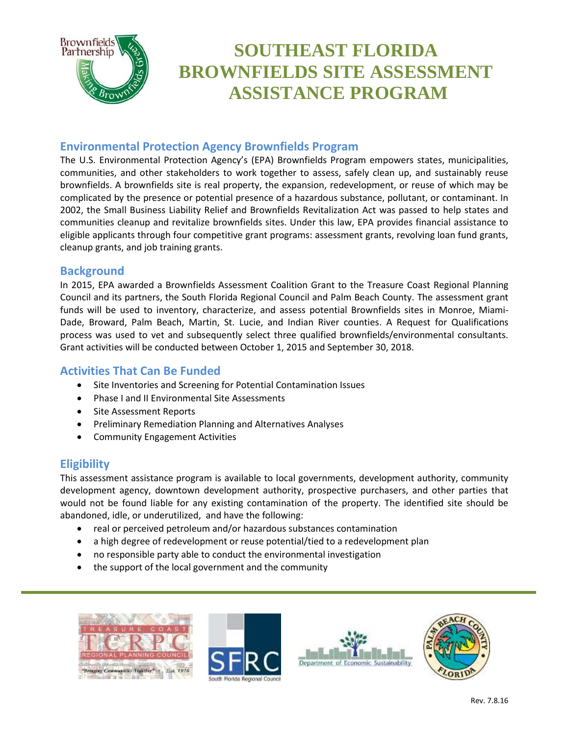# SOUTHEAST FLORIDA BROWNFIELDS SITE ASSESSMENT ASSISTANCE PROGRAM

## Environmental Protection Agency Brownfields Program

The U.S. Environmental Protection Agency's (EPA) Brownfields Program empowers states, municipalities, communities, and other stakeholders to work together to assess, safely clean up, and sustainably reuse brownfields. A brownfields site is real property, the expansion, redevelopment, or reuse of which may be complicated by the presence or potential presence of a hazardous substance, pollutant, or contaminant. In 2002, the Small Business Liability Relief and Brownfields Revitalization Act was passed to help states and communities cleanup and revitalize brownfields sites. Under this law, EPA provides financial assistance to eligible applicants through four competitive grant programs: assessment grants, revolving loan fund grants, cleanup grants, and job training grants.

## Background

In 2015, EPA awarded a Brownfields Assessment Coalition Grant to the Treasure Coast Regional Planning Council and its partners, the South Florida Regional Council and Palm Beach County. The assessment grant funds will be used to inventory, characterize, and assess potential Brownfields sites in Monroe, Miami-Dade, Broward, Palm Beach, Martin, St. Lucie, and Indian River counties. A Request for Qualifications process was used to vet and subsequently select three qualified brownfields/environmental consultants. Grant activities will be conducted between October 1, 2015 and September 30, 2018.

## Activities That Can Be Funded

- Site Inventories and Screening for Potential Contamination Issues
- Phase I and II Environmental Site Assessments
- Site Assessment Reports
- Preliminary Remediation Planning and Alternatives Analyses
- Community Engagement Activities

## Eligibility

This assessment assistance program is available to local governments, development authority, community development agency, downtown development authority, prospective purchasers, and other parties that would not be found liable for any existing contamination of the property. The identified site should be abandoned, idle, or underutilized, and have the following:

- real or perceived petroleum and/or hazardous substances contamination
- a high degree of redevelopment or reuse potential/tied to a redevelopment plan
- no responsible party able to conduct the environmental investigation
- the support of the local government and the community

Rev. 7.8.16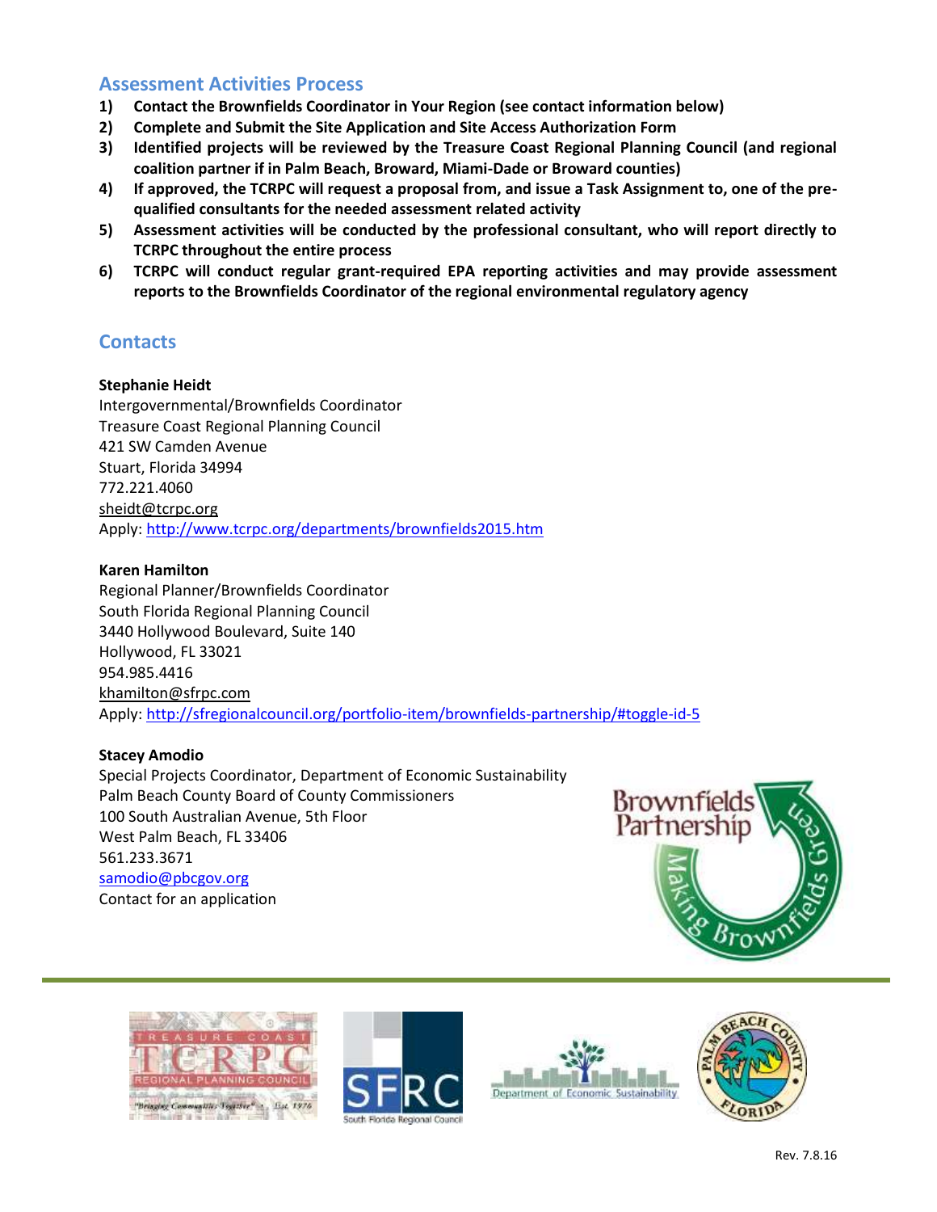## Assessment Activities Process

1) **Contact the Brownfields Coordinator in Your Region (see contact information below)**
2) **Complete and Submit the Site Application and Site Access Authorization Form**
3) **Identified projects will be reviewed by the Treasure Coast Regional Planning Council (and regional coalition partner if in Palm Beach, Broward, Miami-Dade or Broward counties)**
4) **If approved, the TCRPC will request a proposal from, and issue a Task Assignment to, one of the pre-qualified consultants for the needed assessment related activity**
5) **Assessment activities will be conducted by the professional consultant, who will report directly to TCRPC throughout the entire process**
6) **TCRPC will conduct regular grant-required EPA reporting activities and may provide assessment reports to the Brownfields Coordinator of the regional environmental regulatory agency**

## Contacts

**Stephanie Heidt**
Intergovernmental/Brownfields Coordinator
Treasure Coast Regional Planning Council
421 SW Camden Avenue
Stuart, Florida 34994
772.221.4060
sheidt@tcrpc.org
Apply: http://www.tcrpc.org/departments/brownfields2015.htm

**Karen Hamilton**
Regional Planner/Brownfields Coordinator
South Florida Regional Planning Council
3440 Hollywood Boulevard, Suite 140
Hollywood, FL 33021
954.985.4416
khamilton@sfrpc.com
Apply: http://sfregionalcouncil.org/portfolio-item/brownfields-partnership/#toggle-id-5

**Stacey Amodio**
Special Projects Coordinator, Department of Economic Sustainability
Palm Beach County Board of County Commissioners
100 South Australian Avenue, 5th Floor
West Palm Beach, FL 33406
561.233.3671
samodio@pbcgov.org
Contact for an application

Rev. 7.8.16